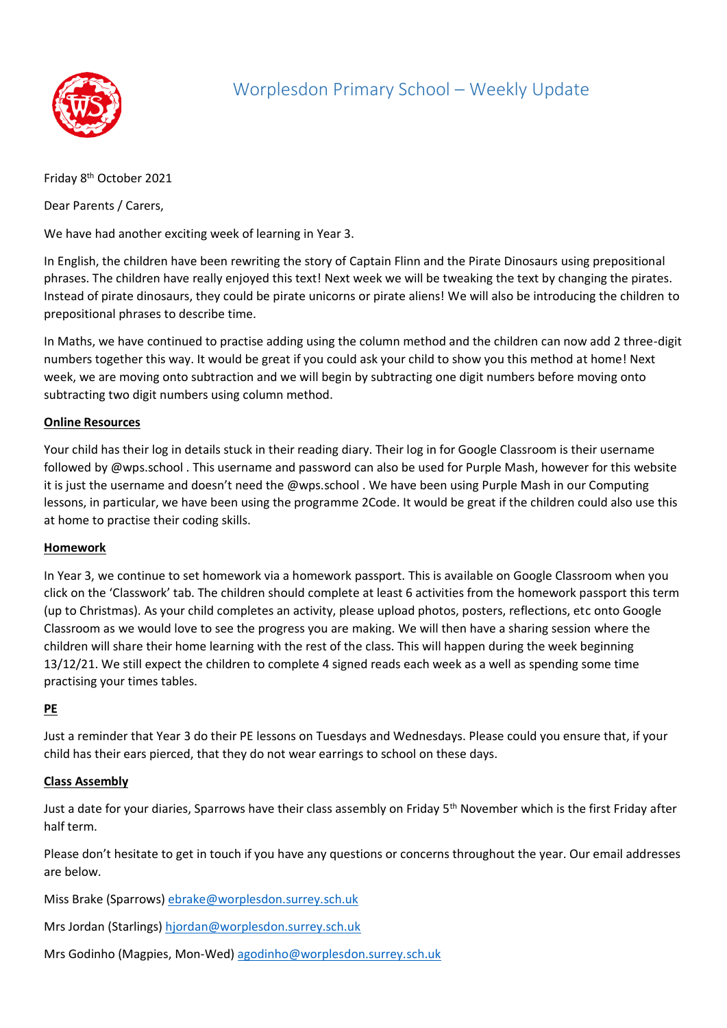# Worplesdon Primary School – Weekly Update

Friday 8th October 2021

Dear Parents / Carers,

We have had another exciting week of learning in Year 3.

In English, the children have been rewriting the story of Captain Flinn and the Pirate Dinosaurs using prepositional phrases. The children have really enjoyed this text! Next week we will be tweaking the text by changing the pirates. Instead of pirate dinosaurs, they could be pirate unicorns or pirate aliens! We will also be introducing the children to prepositional phrases to describe time.

In Maths, we have continued to practise adding using the column method and the children can now add 2 three-digit numbers together this way. It would be great if you could ask your child to show you this method at home! Next week, we are moving onto subtraction and we will begin by subtracting one digit numbers before moving onto subtracting two digit numbers using column method.

**Online Resources**

Your child has their log in details stuck in their reading diary. Their log in for Google Classroom is their username followed by @wps.school . This username and password can also be used for Purple Mash, however for this website it is just the username and doesn't need the @wps.school . We have been using Purple Mash in our Computing lessons, in particular, we have been using the programme 2Code. It would be great if the children could also use this at home to practise their coding skills.

**Homework**

In Year 3, we continue to set homework via a homework passport. This is available on Google Classroom when you click on the 'Classwork' tab. The children should complete at least 6 activities from the homework passport this term (up to Christmas). As your child completes an activity, please upload photos, posters, reflections, etc onto Google Classroom as we would love to see the progress you are making. We will then have a sharing session where the children will share their home learning with the rest of the class. This will happen during the week beginning 13/12/21. We still expect the children to complete 4 signed reads each week as a well as spending some time practising your times tables.

**PE**

Just a reminder that Year 3 do their PE lessons on Tuesdays and Wednesdays. Please could you ensure that, if your child has their ears pierced, that they do not wear earrings to school on these days.

**Class Assembly**

Just a date for your diaries, Sparrows have their class assembly on Friday 5th November which is the first Friday after half term.

Please don't hesitate to get in touch if you have any questions or concerns throughout the year. Our email addresses are below.

Miss Brake (Sparrows) ebrake@worplesdon.surrey.sch.uk

Mrs Jordan (Starlings) hjordan@worplesdon.surrey.sch.uk

Mrs Godinho (Magpies, Mon-Wed) agodinho@worplesdon.surrey.sch.uk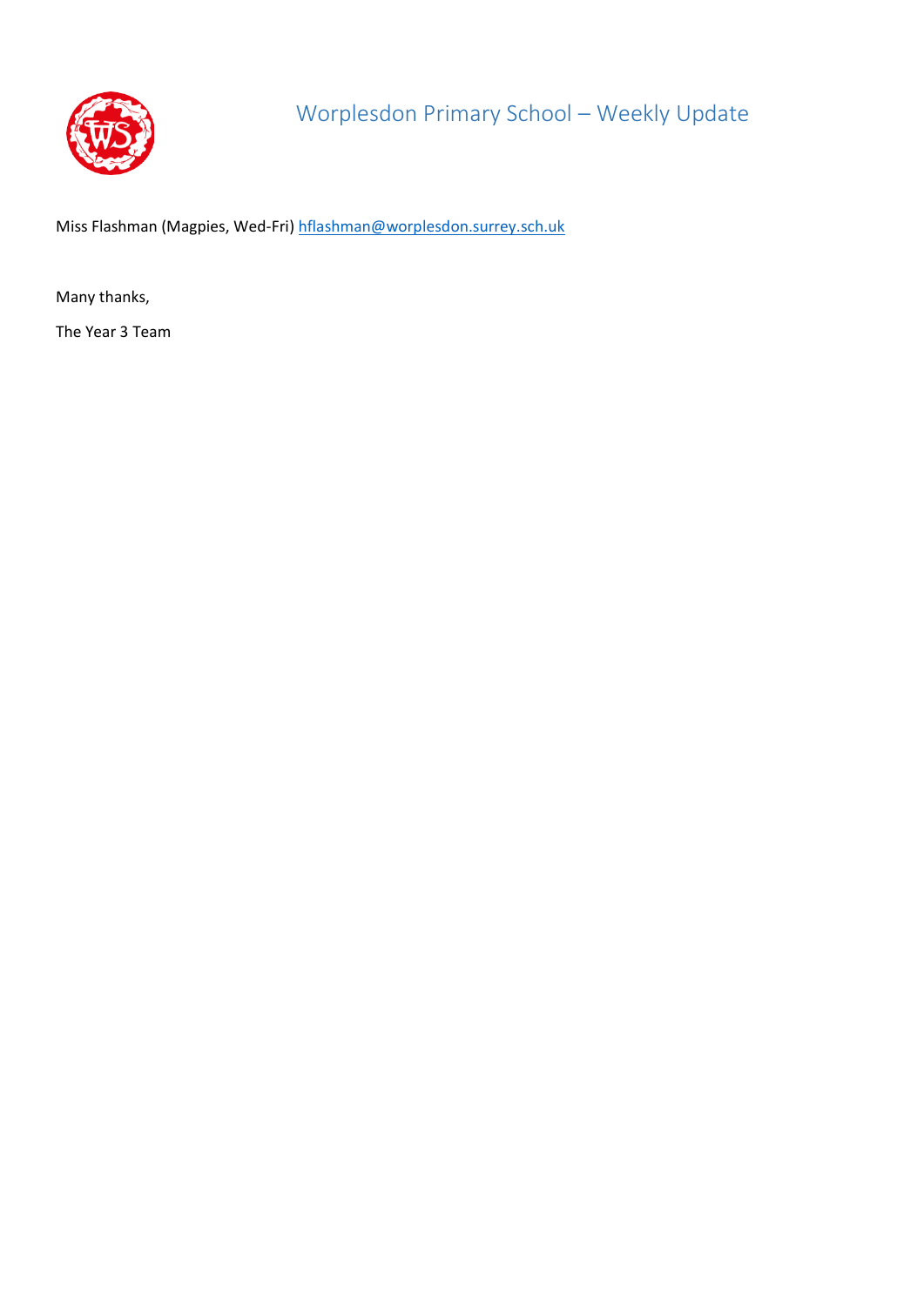Miss Flashman (Magpies, Wed-Fri) hflashman@worplesdon.surrey.sch.uk

Many thanks,

The Year 3 Team